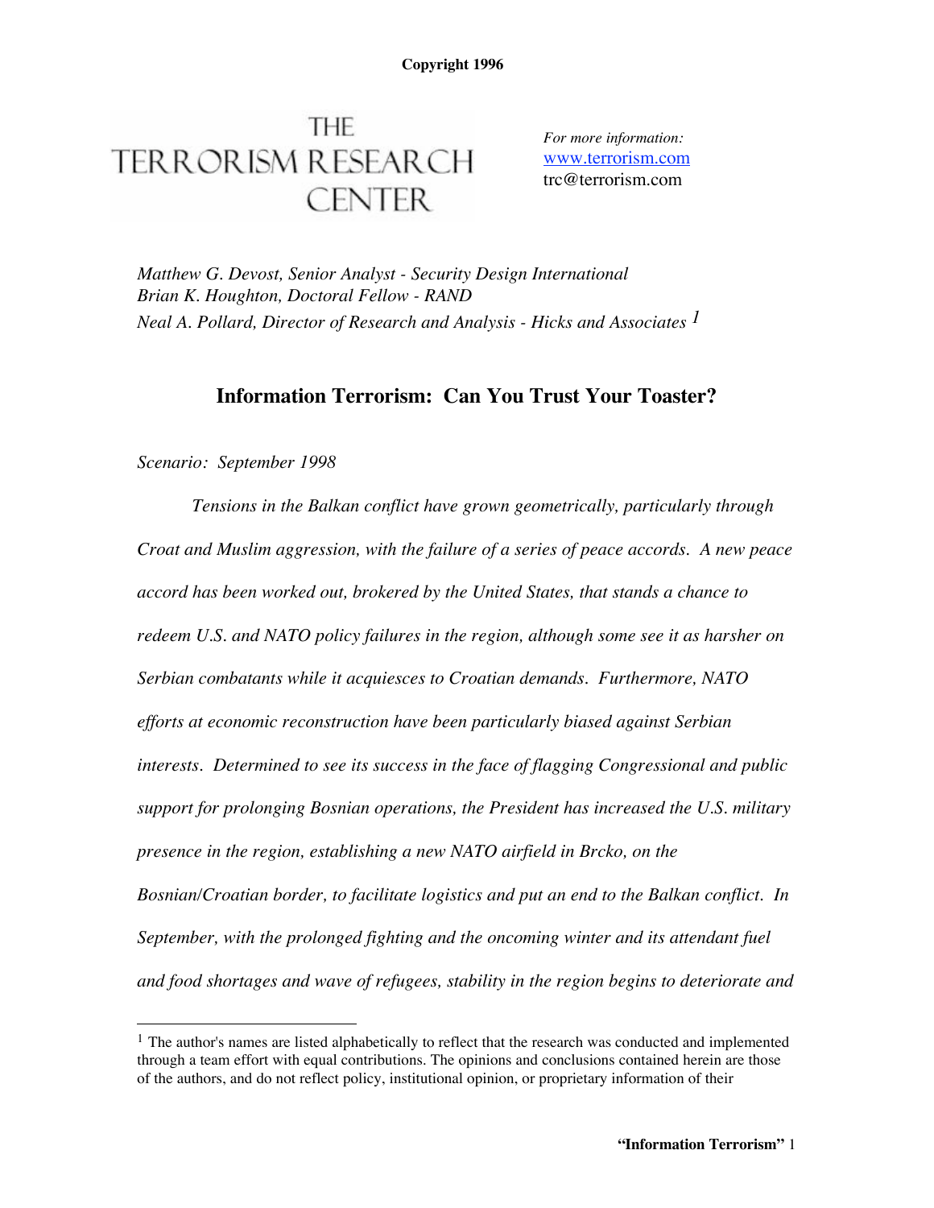Copyright 1996

THE TERRORISM RESEARCH CENTER

*For more information:*
www.terrorism.com
trc@terrorism.com

*Matthew G. Devost, Senior Analyst - Security Design International*
*Brian K. Houghton, Doctoral Fellow - RAND*
*Neal A. Pollard, Director of Research and Analysis - Hicks and Associates* [1]

## Information Terrorism: Can You Trust Your Toaster?

*Scenario: September 1998*

*Tensions in the Balkan conflict have grown geometrically, particularly through Croat and Muslim aggression, with the failure of a series of peace accords. A new peace accord has been worked out, brokered by the United States, that stands a chance to redeem U.S. and NATO policy failures in the region, although some see it as harsher on Serbian combatants while it acquiesces to Croatian demands. Furthermore, NATO efforts at economic reconstruction have been particularly biased against Serbian interests. Determined to see its success in the face of flagging Congressional and public support for prolonging Bosnian operations, the President has increased the U.S. military presence in the region, establishing a new NATO airfield in Brcko, on the Bosnian/Croatian border, to facilitate logistics and put an end to the Balkan conflict. In September, with the prolonged fighting and the oncoming winter and its attendant fuel and food shortages and wave of refugees, stability in the region begins to deteriorate and*

[1] The author's names are listed alphabetically to reflect that the research was conducted and implemented through a team effort with equal contributions. The opinions and conclusions contained herein are those of the authors, and do not reflect policy, institutional opinion, or proprietary information of their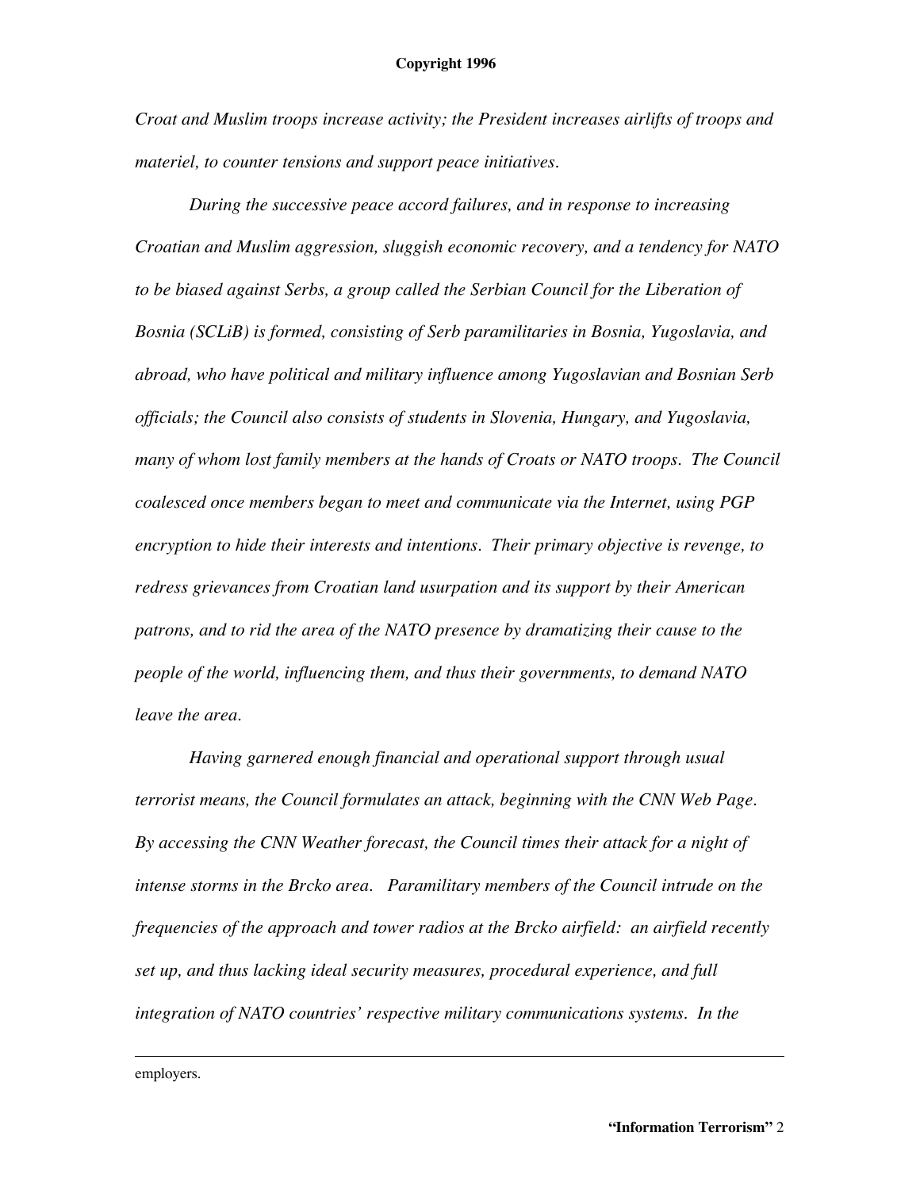*Croat and Muslim troops increase activity; the President increases airlifts of troops and materiel, to counter tensions and support peace initiatives.*

*During the successive peace accord failures, and in response to increasing Croatian and Muslim aggression, sluggish economic recovery, and a tendency for NATO to be biased against Serbs, a group called the Serbian Council for the Liberation of Bosnia (SCLiB) is formed, consisting of Serb paramilitaries in Bosnia, Yugoslavia, and abroad, who have political and military influence among Yugoslavian and Bosnian Serb officials; the Council also consists of students in Slovenia, Hungary, and Yugoslavia, many of whom lost family members at the hands of Croats or NATO troops. The Council coalesced once members began to meet and communicate via the Internet, using PGP encryption to hide their interests and intentions. Their primary objective is revenge, to redress grievances from Croatian land usurpation and its support by their American patrons, and to rid the area of the NATO presence by dramatizing their cause to the people of the world, influencing them, and thus their governments, to demand NATO leave the area.*

*Having garnered enough financial and operational support through usual terrorist means, the Council formulates an attack, beginning with the CNN Web Page. By accessing the CNN Weather forecast, the Council times their attack for a night of intense storms in the Brcko area. Paramilitary members of the Council intrude on the frequencies of the approach and tower radios at the Brcko airfield: an airfield recently set up, and thus lacking ideal security measures, procedural experience, and full integration of NATO countries' respective military communications systems. In the*

employers.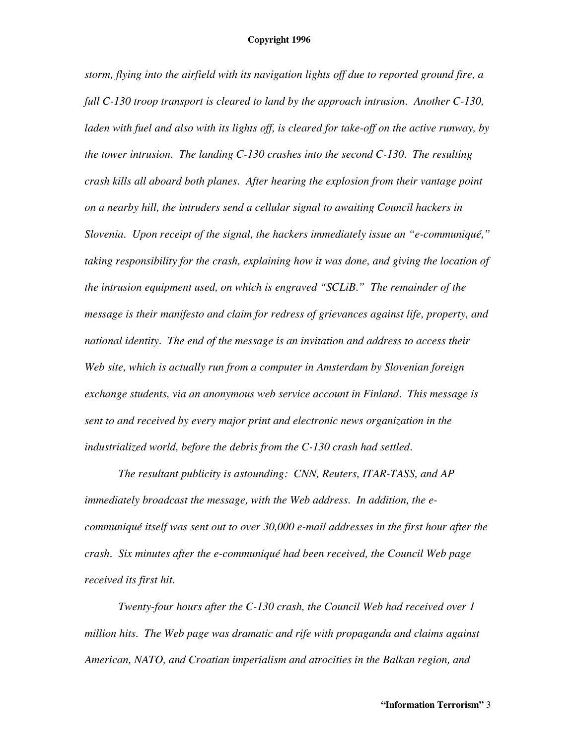*storm, flying into the airfield with its navigation lights off due to reported ground fire, a full C-130 troop transport is cleared to land by the approach intrusion. Another C-130, laden with fuel and also with its lights off, is cleared for take-off on the active runway, by the tower intrusion. The landing C-130 crashes into the second C-130. The resulting crash kills all aboard both planes. After hearing the explosion from their vantage point on a nearby hill, the intruders send a cellular signal to awaiting Council hackers in Slovenia. Upon receipt of the signal, the hackers immediately issue an "e-communiqué," taking responsibility for the crash, explaining how it was done, and giving the location of the intrusion equipment used, on which is engraved "SCLiB." The remainder of the message is their manifesto and claim for redress of grievances against life, property, and national identity. The end of the message is an invitation and address to access their Web site, which is actually run from a computer in Amsterdam by Slovenian foreign exchange students, via an anonymous web service account in Finland. This message is sent to and received by every major print and electronic news organization in the industrialized world, before the debris from the C-130 crash had settled.*

*The resultant publicity is astounding: CNN, Reuters, ITAR-TASS, and AP immediately broadcast the message, with the Web address. In addition, the e-communiqué itself was sent out to over 30,000 e-mail addresses in the first hour after the crash. Six minutes after the e-communiqué had been received, the Council Web page received its first hit.*

*Twenty-four hours after the C-130 crash, the Council Web had received over 1 million hits. The Web page was dramatic and rife with propaganda and claims against American, NATO, and Croatian imperialism and atrocities in the Balkan region, and*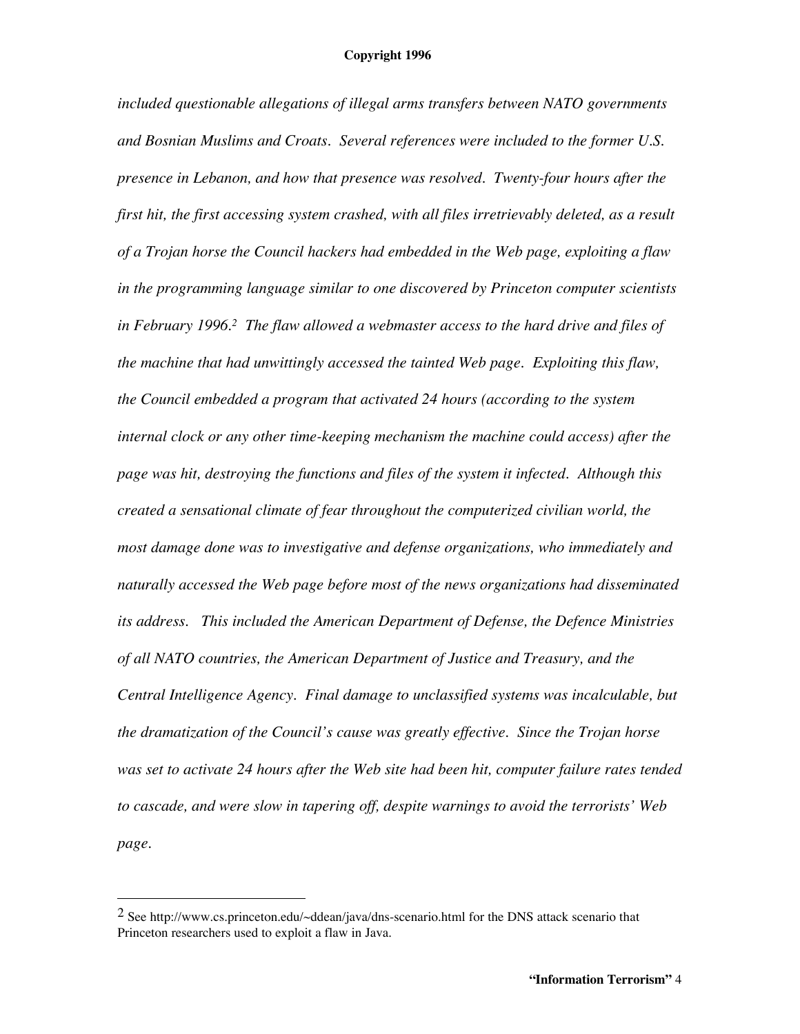*included questionable allegations of illegal arms transfers between NATO governments and Bosnian Muslims and Croats. Several references were included to the former U.S. presence in Lebanon, and how that presence was resolved. Twenty-four hours after the first hit, the first accessing system crashed, with all files irretrievably deleted, as a result of a Trojan horse the Council hackers had embedded in the Web page, exploiting a flaw in the programming language similar to one discovered by Princeton computer scientists in February 1996.*[2] *The flaw allowed a webmaster access to the hard drive and files of the machine that had unwittingly accessed the tainted Web page. Exploiting this flaw, the Council embedded a program that activated 24 hours (according to the system internal clock or any other time-keeping mechanism the machine could access) after the page was hit, destroying the functions and files of the system it infected. Although this created a sensational climate of fear throughout the computerized civilian world, the most damage done was to investigative and defense organizations, who immediately and naturally accessed the Web page before most of the news organizations had disseminated its address. This included the American Department of Defense, the Defence Ministries of all NATO countries, the American Department of Justice and Treasury, and the Central Intelligence Agency. Final damage to unclassified systems was incalculable, but the dramatization of the Council's cause was greatly effective. Since the Trojan horse was set to activate 24 hours after the Web site had been hit, computer failure rates tended to cascade, and were slow in tapering off, despite warnings to avoid the terrorists' Web page.*

---

[2] See http://www.cs.princeton.edu/~ddean/java/dns-scenario.html for the DNS attack scenario that Princeton researchers used to exploit a flaw in Java.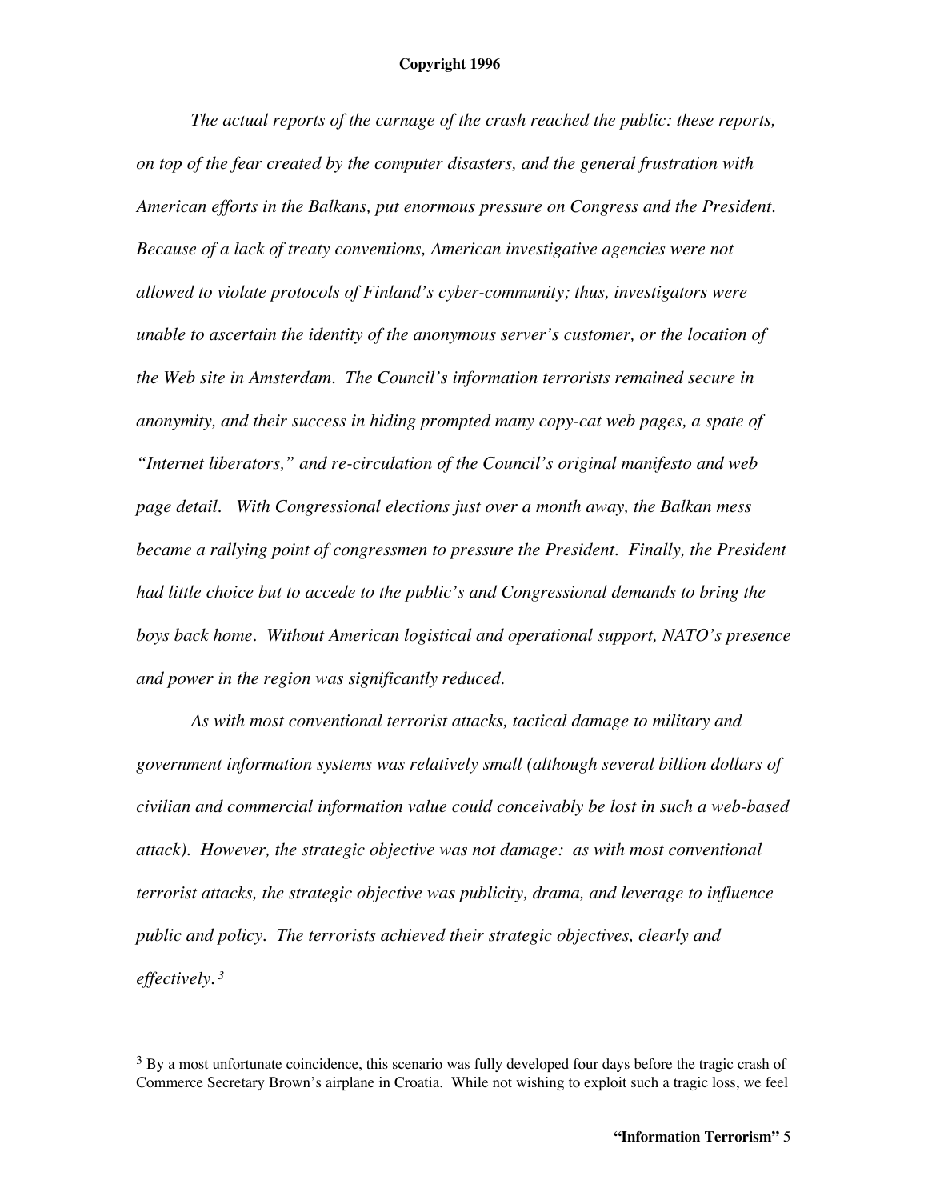*The actual reports of the carnage of the crash reached the public: these reports, on top of the fear created by the computer disasters, and the general frustration with American efforts in the Balkans, put enormous pressure on Congress and the President. Because of a lack of treaty conventions, American investigative agencies were not allowed to violate protocols of Finland's cyber-community; thus, investigators were unable to ascertain the identity of the anonymous server's customer, or the location of the Web site in Amsterdam. The Council's information terrorists remained secure in anonymity, and their success in hiding prompted many copy-cat web pages, a spate of "Internet liberators," and re-circulation of the Council's original manifesto and web page detail. With Congressional elections just over a month away, the Balkan mess became a rallying point of congressmen to pressure the President. Finally, the President had little choice but to accede to the public's and Congressional demands to bring the boys back home. Without American logistical and operational support, NATO's presence and power in the region was significantly reduced.*

*As with most conventional terrorist attacks, tactical damage to military and government information systems was relatively small (although several billion dollars of civilian and commercial information value could conceivably be lost in such a web-based attack). However, the strategic objective was not damage: as with most conventional terrorist attacks, the strategic objective was publicity, drama, and leverage to influence public and policy. The terrorists achieved their strategic objectives, clearly and effectively.*[3]

---

[3] By a most unfortunate coincidence, this scenario was fully developed four days before the tragic crash of Commerce Secretary Brown's airplane in Croatia. While not wishing to exploit such a tragic loss, we feel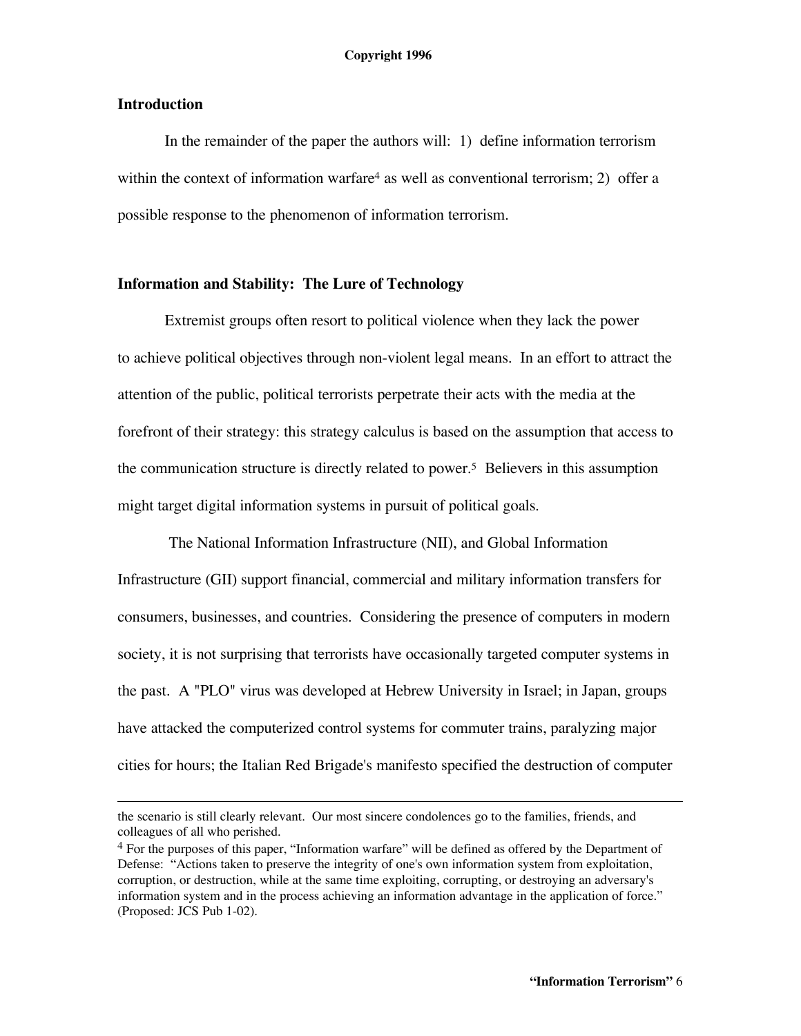## Introduction

In the remainder of the paper the authors will: 1) define information terrorism within the context of information warfare[4] as well as conventional terrorism; 2) offer a possible response to the phenomenon of information terrorism.

## Information and Stability: The Lure of Technology

Extremist groups often resort to political violence when they lack the power to achieve political objectives through non-violent legal means. In an effort to attract the attention of the public, political terrorists perpetrate their acts with the media at the forefront of their strategy: this strategy calculus is based on the assumption that access to the communication structure is directly related to power.[5] Believers in this assumption might target digital information systems in pursuit of political goals.

The National Information Infrastructure (NII), and Global Information Infrastructure (GII) support financial, commercial and military information transfers for consumers, businesses, and countries. Considering the presence of computers in modern society, it is not surprising that terrorists have occasionally targeted computer systems in the past. A "PLO" virus was developed at Hebrew University in Israel; in Japan, groups have attacked the computerized control systems for commuter trains, paralyzing major cities for hours; the Italian Red Brigade's manifesto specified the destruction of computer

---

the scenario is still clearly relevant. Our most sincere condolences go to the families, friends, and colleagues of all who perished.

[4] For the purposes of this paper, "Information warfare" will be defined as offered by the Department of Defense: "Actions taken to preserve the integrity of one's own information system from exploitation, corruption, or destruction, while at the same time exploiting, corrupting, or destroying an adversary's information system and in the process achieving an information advantage in the application of force." (Proposed: JCS Pub 1-02).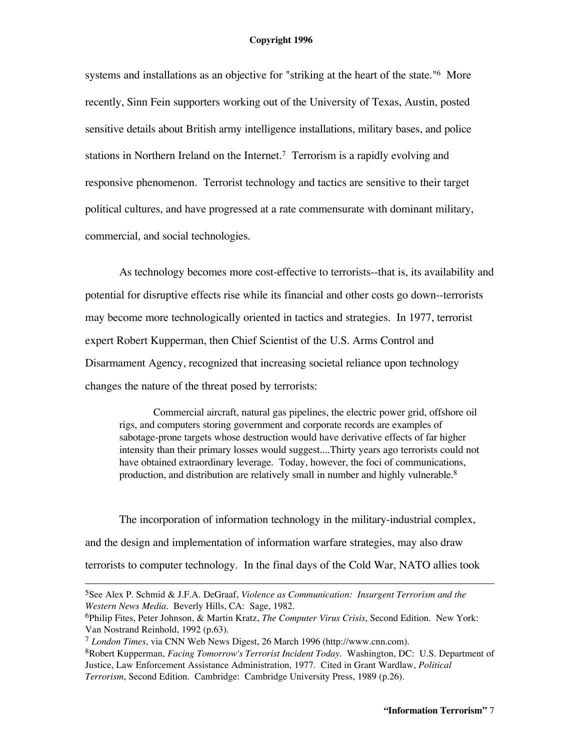systems and installations as an objective for "striking at the heart of the state."[6] More recently, Sinn Fein supporters working out of the University of Texas, Austin, posted sensitive details about British army intelligence installations, military bases, and police stations in Northern Ireland on the Internet.[7] Terrorism is a rapidly evolving and responsive phenomenon. Terrorist technology and tactics are sensitive to their target political cultures, and have progressed at a rate commensurate with dominant military, commercial, and social technologies.

As technology becomes more cost-effective to terrorists--that is, its availability and potential for disruptive effects rise while its financial and other costs go down--terrorists may become more technologically oriented in tactics and strategies. In 1977, terrorist expert Robert Kupperman, then Chief Scientist of the U.S. Arms Control and Disarmament Agency, recognized that increasing societal reliance upon technology changes the nature of the threat posed by terrorists:

> Commercial aircraft, natural gas pipelines, the electric power grid, offshore oil rigs, and computers storing government and corporate records are examples of sabotage-prone targets whose destruction would have derivative effects of far higher intensity than their primary losses would suggest....Thirty years ago terrorists could not have obtained extraordinary leverage. Today, however, the foci of communications, production, and distribution are relatively small in number and highly vulnerable.[8]

The incorporation of information technology in the military-industrial complex, and the design and implementation of information warfare strategies, may also draw terrorists to computer technology. In the final days of the Cold War, NATO allies took

---

[5] See Alex P. Schmid & J.F.A. DeGraaf, *Violence as Communication: Insurgent Terrorism and the Western News Media*. Beverly Hills, CA: Sage, 1982.

[6] Philip Fites, Peter Johnson, & Martin Kratz, *The Computer Virus Crisis*, Second Edition. New York: Van Nostrand Reinhold, 1992 (p.63).

[7] *London Times*, via CNN Web News Digest, 26 March 1996 (http://www.cnn.com).

[8] Robert Kupperman, *Facing Tomorrow's Terrorist Incident Today*. Washington, DC: U.S. Department of Justice, Law Enforcement Assistance Administration, 1977. Cited in Grant Wardlaw, *Political Terrorism*, Second Edition. Cambridge: Cambridge University Press, 1989 (p.26).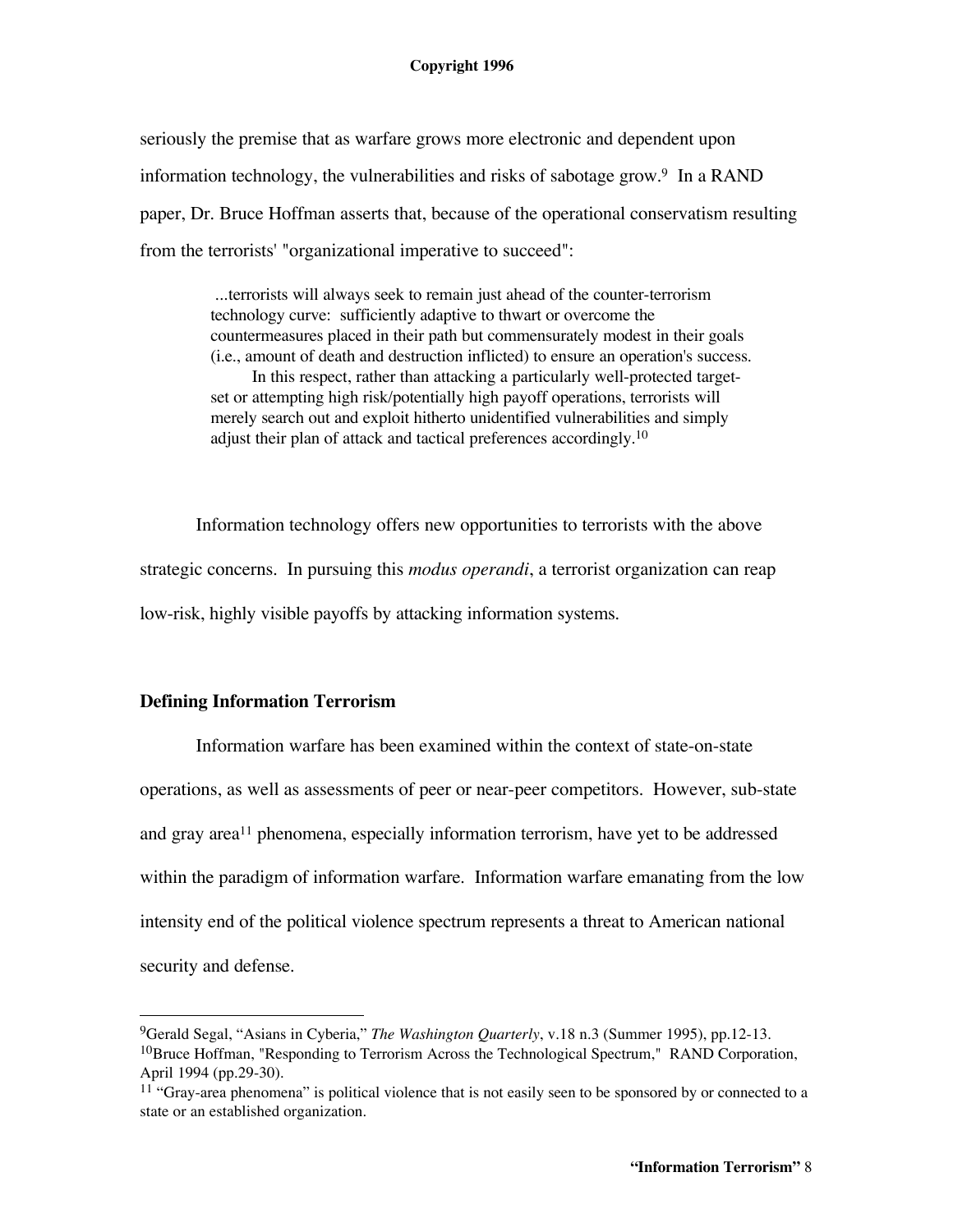seriously the premise that as warfare grows more electronic and dependent upon information technology, the vulnerabilities and risks of sabotage grow.[9] In a RAND paper, Dr. Bruce Hoffman asserts that, because of the operational conservatism resulting from the terrorists' "organizational imperative to succeed":

> ...terrorists will always seek to remain just ahead of the counter-terrorism technology curve: sufficiently adaptive to thwart or overcome the countermeasures placed in their path but commensurately modest in their goals (i.e., amount of death and destruction inflicted) to ensure an operation's success.
>
> In this respect, rather than attacking a particularly well-protected target-set or attempting high risk/potentially high payoff operations, terrorists will merely search out and exploit hitherto unidentified vulnerabilities and simply adjust their plan of attack and tactical preferences accordingly.[10]

Information technology offers new opportunities to terrorists with the above strategic concerns. In pursuing this *modus operandi*, a terrorist organization can reap low-risk, highly visible payoffs by attacking information systems.

**Defining Information Terrorism**

Information warfare has been examined within the context of state-on-state operations, as well as assessments of peer or near-peer competitors. However, sub-state and gray area[11] phenomena, especially information terrorism, have yet to be addressed within the paradigm of information warfare. Information warfare emanating from the low intensity end of the political violence spectrum represents a threat to American national security and defense.

---

[9] Gerald Segal, "Asians in Cyberia," *The Washington Quarterly*, v.18 n.3 (Summer 1995), pp.12-13.

[10] Bruce Hoffman, "Responding to Terrorism Across the Technological Spectrum," RAND Corporation, April 1994 (pp.29-30).

[11] "Gray-area phenomena" is political violence that is not easily seen to be sponsored by or connected to a state or an established organization.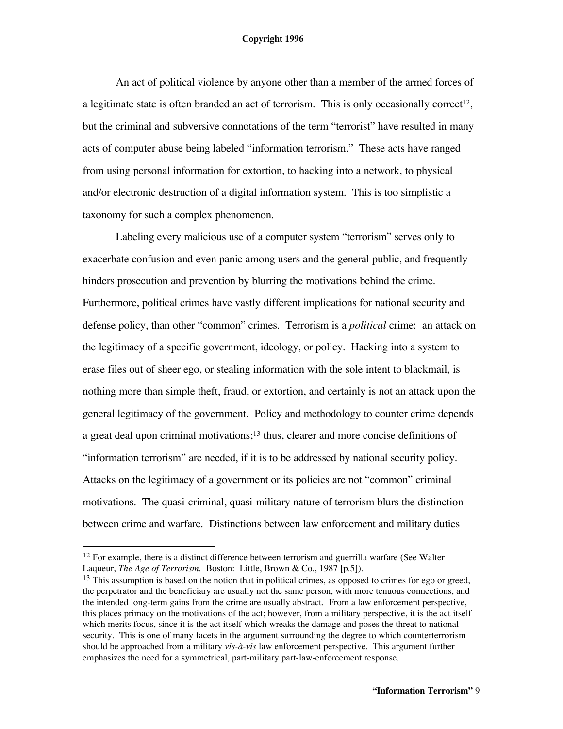An act of political violence by anyone other than a member of the armed forces of a legitimate state is often branded an act of terrorism. This is only occasionally correct[12], but the criminal and subversive connotations of the term "terrorist" have resulted in many acts of computer abuse being labeled "information terrorism." These acts have ranged from using personal information for extortion, to hacking into a network, to physical and/or electronic destruction of a digital information system. This is too simplistic a taxonomy for such a complex phenomenon.

Labeling every malicious use of a computer system "terrorism" serves only to exacerbate confusion and even panic among users and the general public, and frequently hinders prosecution and prevention by blurring the motivations behind the crime. Furthermore, political crimes have vastly different implications for national security and defense policy, than other "common" crimes. Terrorism is a *political* crime: an attack on the legitimacy of a specific government, ideology, or policy. Hacking into a system to erase files out of sheer ego, or stealing information with the sole intent to blackmail, is nothing more than simple theft, fraud, or extortion, and certainly is not an attack upon the general legitimacy of the government. Policy and methodology to counter crime depends a great deal upon criminal motivations;[13] thus, clearer and more concise definitions of "information terrorism" are needed, if it is to be addressed by national security policy. Attacks on the legitimacy of a government or its policies are not "common" criminal motivations. The quasi-criminal, quasi-military nature of terrorism blurs the distinction between crime and warfare. Distinctions between law enforcement and military duties

---

[12] For example, there is a distinct difference between terrorism and guerrilla warfare (See Walter Laqueur, *The Age of Terrorism.* Boston: Little, Brown & Co., 1987 [p.5]).

[13] This assumption is based on the notion that in political crimes, as opposed to crimes for ego or greed, the perpetrator and the beneficiary are usually not the same person, with more tenuous connections, and the intended long-term gains from the crime are usually abstract. From a law enforcement perspective, this places primacy on the motivations of the act; however, from a military perspective, it is the act itself which merits focus, since it is the act itself which wreaks the damage and poses the threat to national security. This is one of many facets in the argument surrounding the degree to which counterterrorism should be approached from a military *vis-à-vis* law enforcement perspective. This argument further emphasizes the need for a symmetrical, part-military part-law-enforcement response.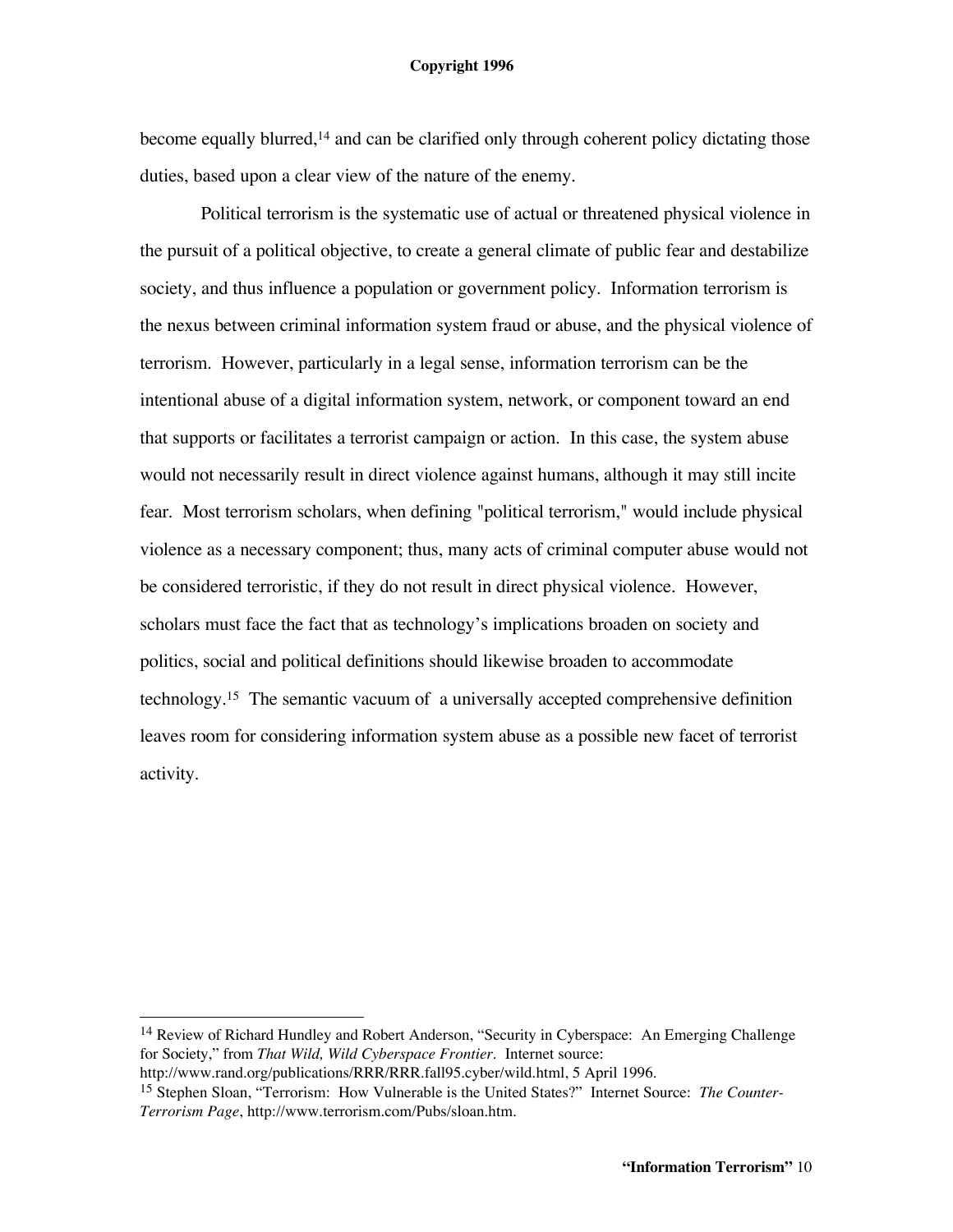become equally blurred,[14] and can be clarified only through coherent policy dictating those duties, based upon a clear view of the nature of the enemy.

Political terrorism is the systematic use of actual or threatened physical violence in the pursuit of a political objective, to create a general climate of public fear and destabilize society, and thus influence a population or government policy. Information terrorism is the nexus between criminal information system fraud or abuse, and the physical violence of terrorism. However, particularly in a legal sense, information terrorism can be the intentional abuse of a digital information system, network, or component toward an end that supports or facilitates a terrorist campaign or action. In this case, the system abuse would not necessarily result in direct violence against humans, although it may still incite fear. Most terrorism scholars, when defining "political terrorism," would include physical violence as a necessary component; thus, many acts of criminal computer abuse would not be considered terroristic, if they do not result in direct physical violence. However, scholars must face the fact that as technology's implications broaden on society and politics, social and political definitions should likewise broaden to accommodate technology.[15] The semantic vacuum of a universally accepted comprehensive definition leaves room for considering information system abuse as a possible new facet of terrorist activity.

---

[14] Review of Richard Hundley and Robert Anderson, "Security in Cyberspace: An Emerging Challenge for Society," from *That Wild, Wild Cyberspace Frontier*. Internet source: http://www.rand.org/publications/RRR/RRR.fall95.cyber/wild.html, 5 April 1996.

[15] Stephen Sloan, "Terrorism: How Vulnerable is the United States?" Internet Source: *The Counter-Terrorism Page*, http://www.terrorism.com/Pubs/sloan.htm.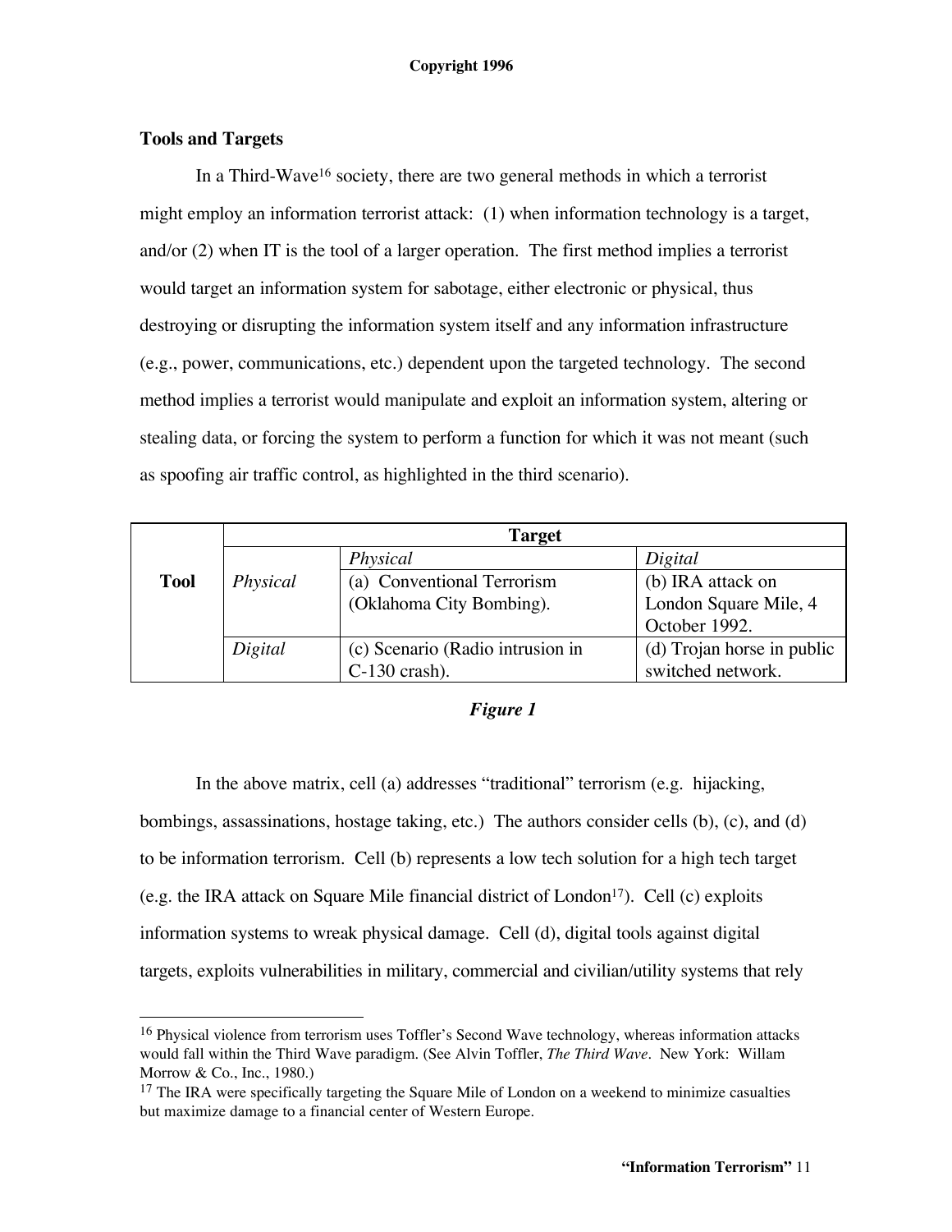## Tools and Targets

In a Third-Wave[16] society, there are two general methods in which a terrorist might employ an information terrorist attack: (1) when information technology is a target, and/or (2) when IT is the tool of a larger operation. The first method implies a terrorist would target an information system for sabotage, either electronic or physical, thus destroying or disrupting the information system itself and any information infrastructure (e.g., power, communications, etc.) dependent upon the targeted technology. The second method implies a terrorist would manipulate and exploit an information system, altering or stealing data, or forcing the system to perform a function for which it was not meant (such as spoofing air traffic control, as highlighted in the third scenario).

| | | **Target** | |
|---|---|---|---|
| | | *Physical* | *Digital* |
| **Tool** | *Physical* | (a) Conventional Terrorism (Oklahoma City Bombing). | (b) IRA attack on London Square Mile, 4 October 1992. |
| | *Digital* | (c) Scenario (Radio intrusion in C-130 crash). | (d) Trojan horse in public switched network. |

***Figure 1***

In the above matrix, cell (a) addresses "traditional" terrorism (e.g. hijacking, bombings, assassinations, hostage taking, etc.) The authors consider cells (b), (c), and (d) to be information terrorism. Cell (b) represents a low tech solution for a high tech target (e.g. the IRA attack on Square Mile financial district of London[17]). Cell (c) exploits information systems to wreak physical damage. Cell (d), digital tools against digital targets, exploits vulnerabilities in military, commercial and civilian/utility systems that rely

[16] Physical violence from terrorism uses Toffler's Second Wave technology, whereas information attacks would fall within the Third Wave paradigm. (See Alvin Toffler, *The Third Wave*. New York: Willam Morrow & Co., Inc., 1980.)

[17] The IRA were specifically targeting the Square Mile of London on a weekend to minimize casualties but maximize damage to a financial center of Western Europe.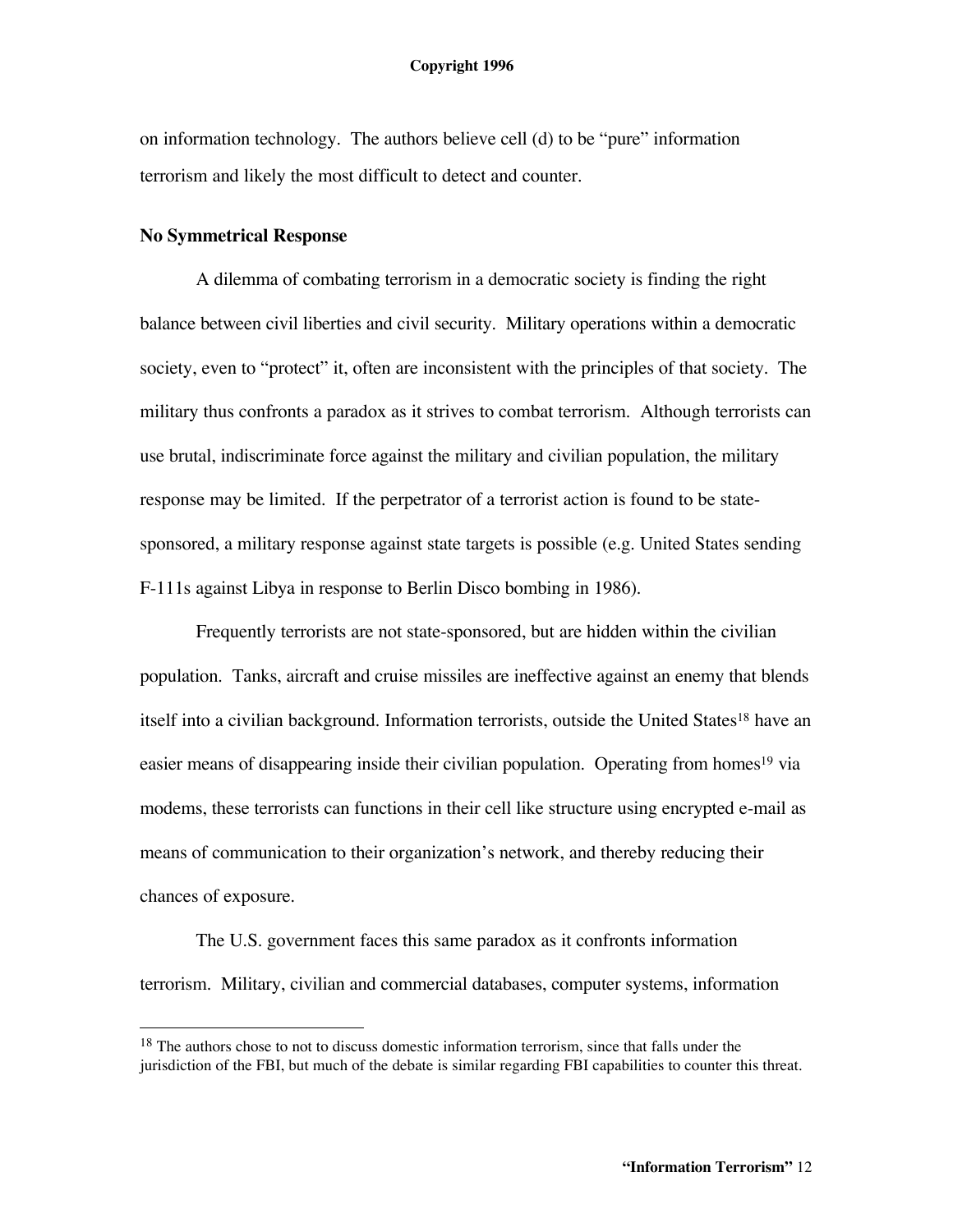on information technology. The authors believe cell (d) to be "pure" information terrorism and likely the most difficult to detect and counter.

**No Symmetrical Response**

A dilemma of combating terrorism in a democratic society is finding the right balance between civil liberties and civil security. Military operations within a democratic society, even to "protect" it, often are inconsistent with the principles of that society. The military thus confronts a paradox as it strives to combat terrorism. Although terrorists can use brutal, indiscriminate force against the military and civilian population, the military response may be limited. If the perpetrator of a terrorist action is found to be state-sponsored, a military response against state targets is possible (e.g. United States sending F-111s against Libya in response to Berlin Disco bombing in 1986).

Frequently terrorists are not state-sponsored, but are hidden within the civilian population. Tanks, aircraft and cruise missiles are ineffective against an enemy that blends itself into a civilian background. Information terrorists, outside the United States[18] have an easier means of disappearing inside their civilian population. Operating from homes[19] via modems, these terrorists can functions in their cell like structure using encrypted e-mail as means of communication to their organization's network, and thereby reducing their chances of exposure.

The U.S. government faces this same paradox as it confronts information terrorism. Military, civilian and commercial databases, computer systems, information

---

[18] The authors chose to not to discuss domestic information terrorism, since that falls under the jurisdiction of the FBI, but much of the debate is similar regarding FBI capabilities to counter this threat.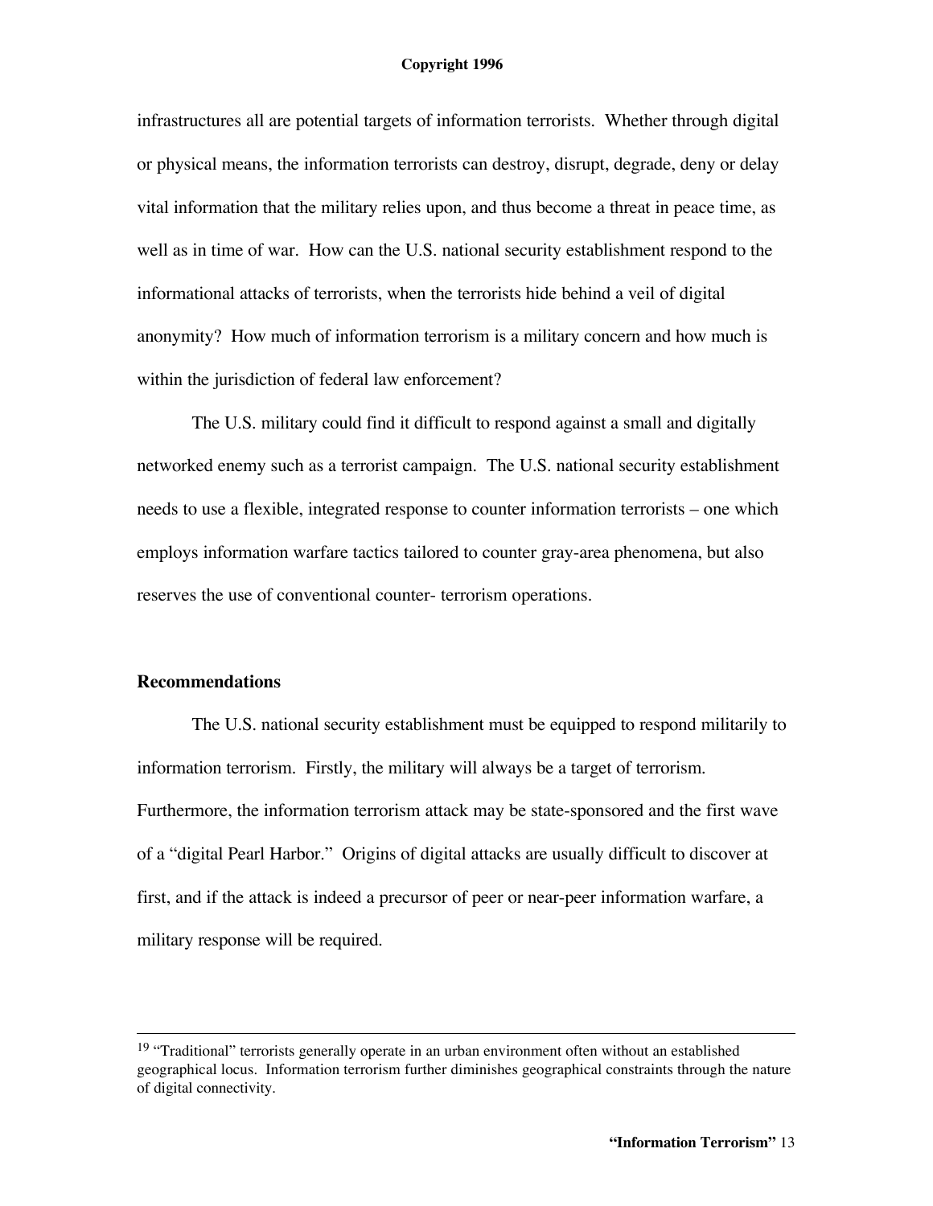infrastructures all are potential targets of information terrorists. Whether through digital or physical means, the information terrorists can destroy, disrupt, degrade, deny or delay vital information that the military relies upon, and thus become a threat in peace time, as well as in time of war. How can the U.S. national security establishment respond to the informational attacks of terrorists, when the terrorists hide behind a veil of digital anonymity? How much of information terrorism is a military concern and how much is within the jurisdiction of federal law enforcement?

The U.S. military could find it difficult to respond against a small and digitally networked enemy such as a terrorist campaign. The U.S. national security establishment needs to use a flexible, integrated response to counter information terrorists – one which employs information warfare tactics tailored to counter gray-area phenomena, but also reserves the use of conventional counter- terrorism operations.

## Recommendations

The U.S. national security establishment must be equipped to respond militarily to information terrorism. Firstly, the military will always be a target of terrorism. Furthermore, the information terrorism attack may be state-sponsored and the first wave of a "digital Pearl Harbor." Origins of digital attacks are usually difficult to discover at first, and if the attack is indeed a precursor of peer or near-peer information warfare, a military response will be required.

---

[19] "Traditional" terrorists generally operate in an urban environment often without an established geographical locus. Information terrorism further diminishes geographical constraints through the nature of digital connectivity.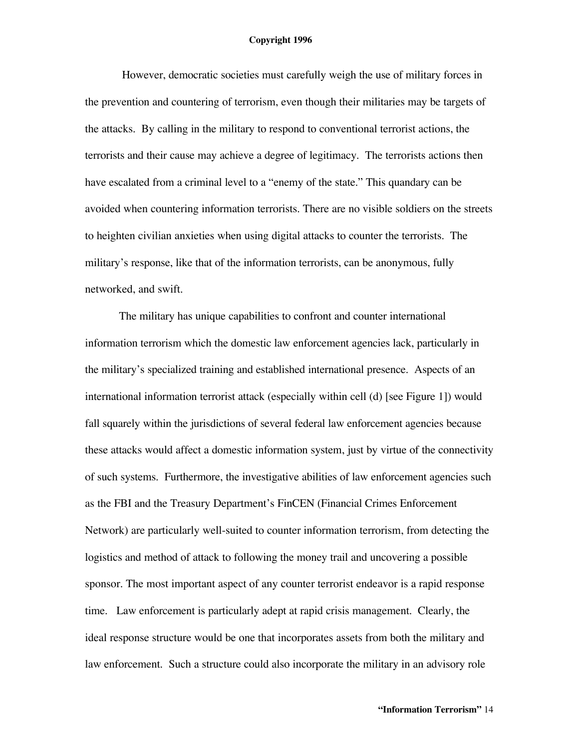However, democratic societies must carefully weigh the use of military forces in the prevention and countering of terrorism, even though their militaries may be targets of the attacks. By calling in the military to respond to conventional terrorist actions, the terrorists and their cause may achieve a degree of legitimacy. The terrorists actions then have escalated from a criminal level to a "enemy of the state." This quandary can be avoided when countering information terrorists. There are no visible soldiers on the streets to heighten civilian anxieties when using digital attacks to counter the terrorists. The military's response, like that of the information terrorists, can be anonymous, fully networked, and swift.

The military has unique capabilities to confront and counter international information terrorism which the domestic law enforcement agencies lack, particularly in the military's specialized training and established international presence. Aspects of an international information terrorist attack (especially within cell (d) [see Figure 1]) would fall squarely within the jurisdictions of several federal law enforcement agencies because these attacks would affect a domestic information system, just by virtue of the connectivity of such systems. Furthermore, the investigative abilities of law enforcement agencies such as the FBI and the Treasury Department's FinCEN (Financial Crimes Enforcement Network) are particularly well-suited to counter information terrorism, from detecting the logistics and method of attack to following the money trail and uncovering a possible sponsor. The most important aspect of any counter terrorist endeavor is a rapid response time. Law enforcement is particularly adept at rapid crisis management. Clearly, the ideal response structure would be one that incorporates assets from both the military and law enforcement. Such a structure could also incorporate the military in an advisory role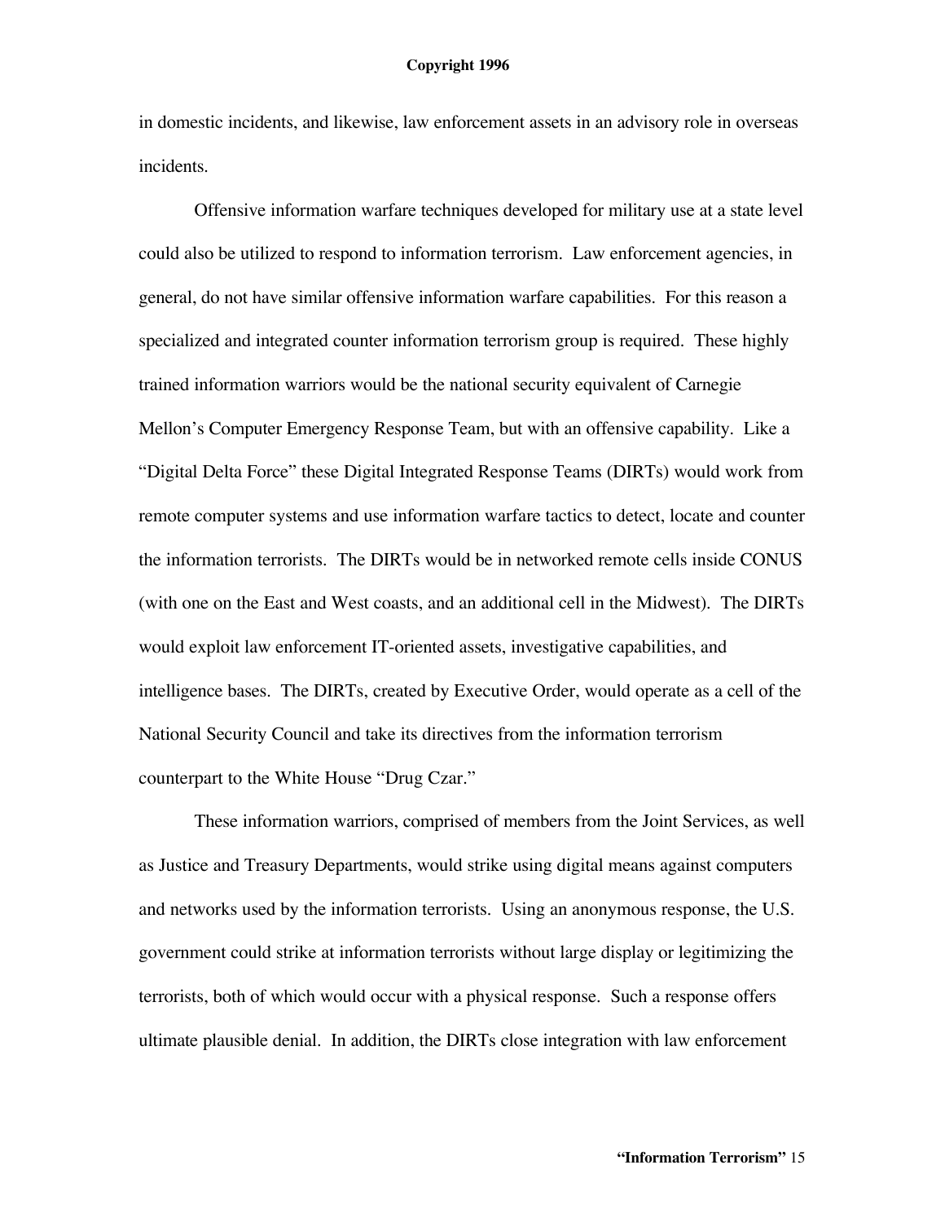in domestic incidents, and likewise, law enforcement assets in an advisory role in overseas incidents.

Offensive information warfare techniques developed for military use at a state level could also be utilized to respond to information terrorism. Law enforcement agencies, in general, do not have similar offensive information warfare capabilities. For this reason a specialized and integrated counter information terrorism group is required. These highly trained information warriors would be the national security equivalent of Carnegie Mellon's Computer Emergency Response Team, but with an offensive capability. Like a "Digital Delta Force" these Digital Integrated Response Teams (DIRTs) would work from remote computer systems and use information warfare tactics to detect, locate and counter the information terrorists. The DIRTs would be in networked remote cells inside CONUS (with one on the East and West coasts, and an additional cell in the Midwest). The DIRTs would exploit law enforcement IT-oriented assets, investigative capabilities, and intelligence bases. The DIRTs, created by Executive Order, would operate as a cell of the National Security Council and take its directives from the information terrorism counterpart to the White House "Drug Czar."

These information warriors, comprised of members from the Joint Services, as well as Justice and Treasury Departments, would strike using digital means against computers and networks used by the information terrorists. Using an anonymous response, the U.S. government could strike at information terrorists without large display or legitimizing the terrorists, both of which would occur with a physical response. Such a response offers ultimate plausible denial. In addition, the DIRTs close integration with law enforcement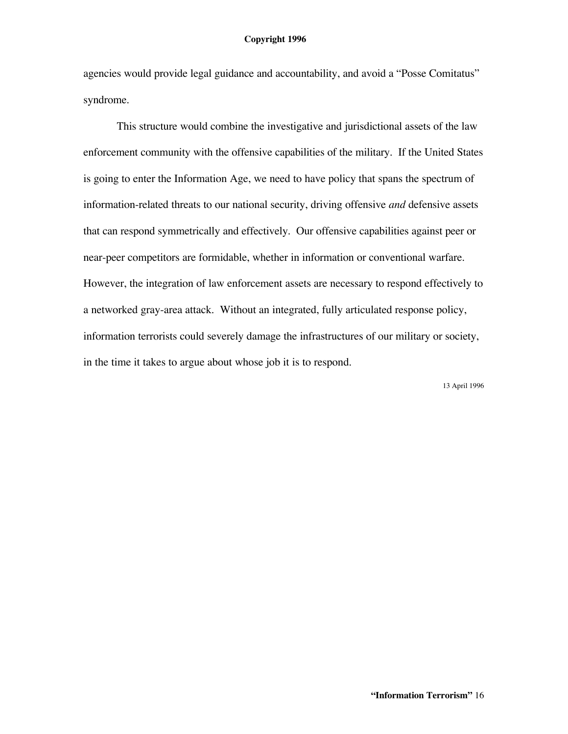agencies would provide legal guidance and accountability, and avoid a "Posse Comitatus" syndrome.

This structure would combine the investigative and jurisdictional assets of the law enforcement community with the offensive capabilities of the military. If the United States is going to enter the Information Age, we need to have policy that spans the spectrum of information-related threats to our national security, driving offensive *and* defensive assets that can respond symmetrically and effectively. Our offensive capabilities against peer or near-peer competitors are formidable, whether in information or conventional warfare. However, the integration of law enforcement assets are necessary to respond effectively to a networked gray-area attack. Without an integrated, fully articulated response policy, information terrorists could severely damage the infrastructures of our military or society, in the time it takes to argue about whose job it is to respond.

13 April 1996